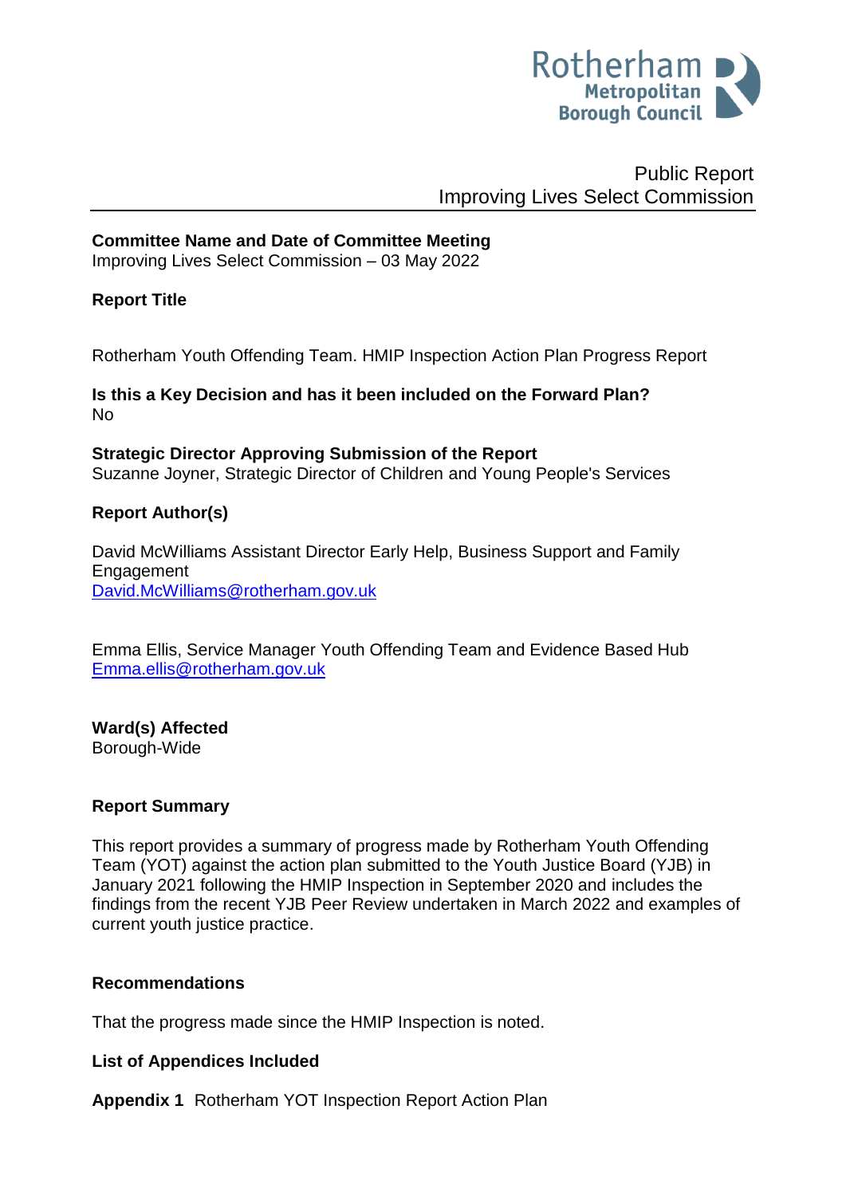Public Report
Improving Lives Select Commission

**Committee Name and Date of Committee Meeting**
Improving Lives Select Commission – 03 May 2022

**Report Title**

Rotherham Youth Offending Team. HMIP Inspection Action Plan Progress Report

**Is this a Key Decision and has it been included on the Forward Plan?**
No

**Strategic Director Approving Submission of the Report**
Suzanne Joyner, Strategic Director of Children and Young People's Services

**Report Author(s)**

David McWilliams Assistant Director Early Help, Business Support and Family Engagement
David.McWilliams@rotherham.gov.uk

Emma Ellis, Service Manager Youth Offending Team and Evidence Based Hub
Emma.ellis@rotherham.gov.uk

**Ward(s) Affected**
Borough-Wide

**Report Summary**

This report provides a summary of progress made by Rotherham Youth Offending Team (YOT) against the action plan submitted to the Youth Justice Board (YJB) in January 2021 following the HMIP Inspection in September 2020 and includes the findings from the recent YJB Peer Review undertaken in March 2022 and examples of current youth justice practice.

**Recommendations**

That the progress made since the HMIP Inspection is noted.

**List of Appendices Included**

**Appendix 1** Rotherham YOT Inspection Report Action Plan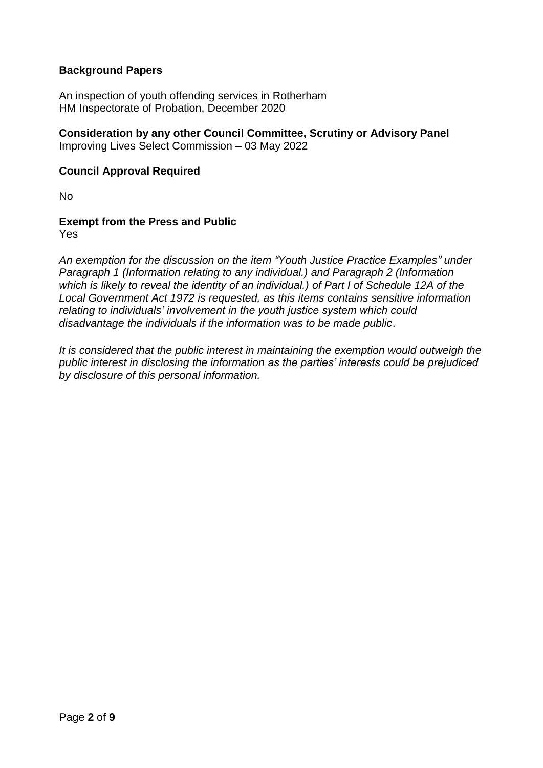**Background Papers**

An inspection of youth offending services in Rotherham
HM Inspectorate of Probation, December 2020

**Consideration by any other Council Committee, Scrutiny or Advisory Panel**
Improving Lives Select Commission – 03 May 2022

**Council Approval Required**

No

**Exempt from the Press and Public**
Yes

*An exemption for the discussion on the item "Youth Justice Practice Examples" under Paragraph 1 (Information relating to any individual.) and Paragraph 2 (Information which is likely to reveal the identity of an individual.) of Part I of Schedule 12A of the Local Government Act 1972 is requested, as this items contains sensitive information relating to individuals' involvement in the youth justice system which could disadvantage the individuals if the information was to be made public*.

*It is considered that the public interest in maintaining the exemption would outweigh the public interest in disclosing the information as the parties' interests could be prejudiced by disclosure of this personal information.*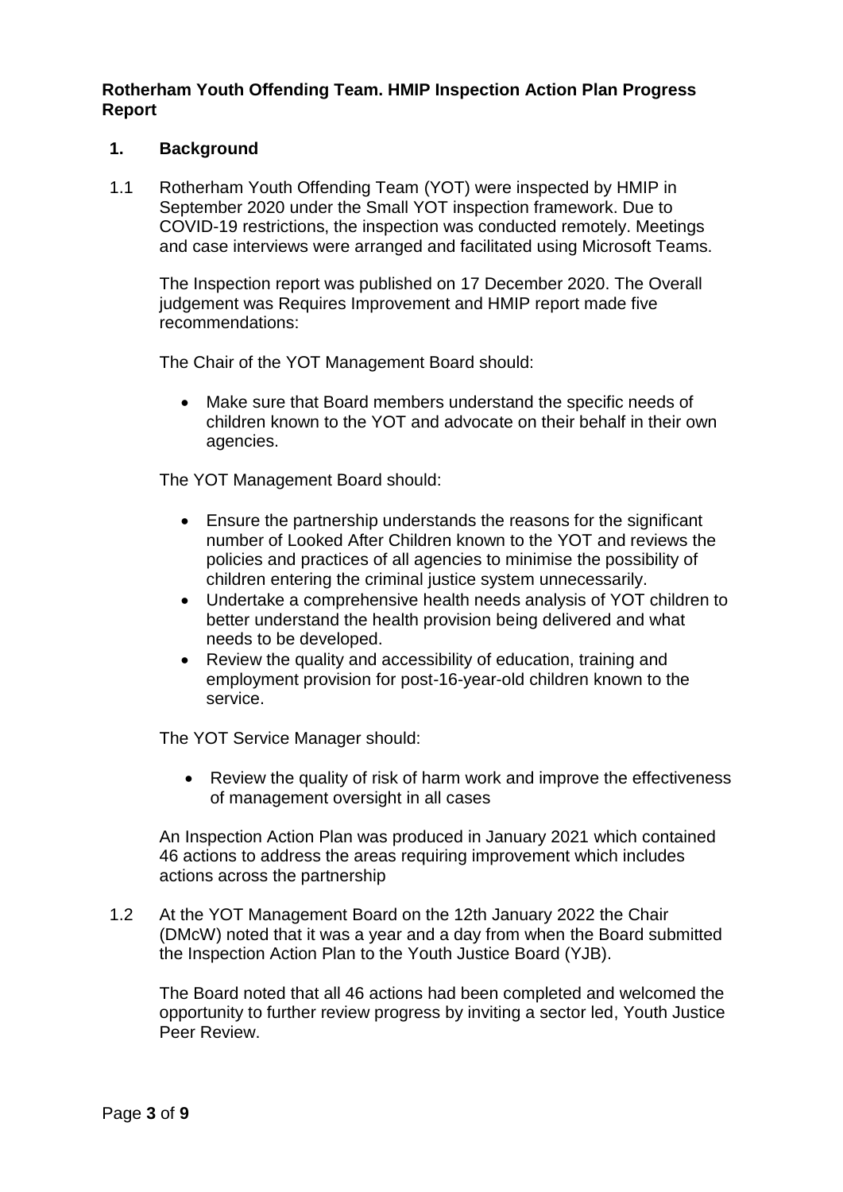**Rotherham Youth Offending Team. HMIP Inspection Action Plan Progress Report**

## 1. Background

1.1 Rotherham Youth Offending Team (YOT) were inspected by HMIP in September 2020 under the Small YOT inspection framework. Due to COVID-19 restrictions, the inspection was conducted remotely. Meetings and case interviews were arranged and facilitated using Microsoft Teams.

The Inspection report was published on 17 December 2020. The Overall judgement was Requires Improvement and HMIP report made five recommendations:

The Chair of the YOT Management Board should:

- Make sure that Board members understand the specific needs of children known to the YOT and advocate on their behalf in their own agencies.

The YOT Management Board should:

- Ensure the partnership understands the reasons for the significant number of Looked After Children known to the YOT and reviews the policies and practices of all agencies to minimise the possibility of children entering the criminal justice system unnecessarily.
- Undertake a comprehensive health needs analysis of YOT children to better understand the health provision being delivered and what needs to be developed.
- Review the quality and accessibility of education, training and employment provision for post-16-year-old children known to the service.

The YOT Service Manager should:

- Review the quality of risk of harm work and improve the effectiveness of management oversight in all cases

An Inspection Action Plan was produced in January 2021 which contained 46 actions to address the areas requiring improvement which includes actions across the partnership

1.2 At the YOT Management Board on the 12th January 2022 the Chair (DMcW) noted that it was a year and a day from when the Board submitted the Inspection Action Plan to the Youth Justice Board (YJB).

The Board noted that all 46 actions had been completed and welcomed the opportunity to further review progress by inviting a sector led, Youth Justice Peer Review.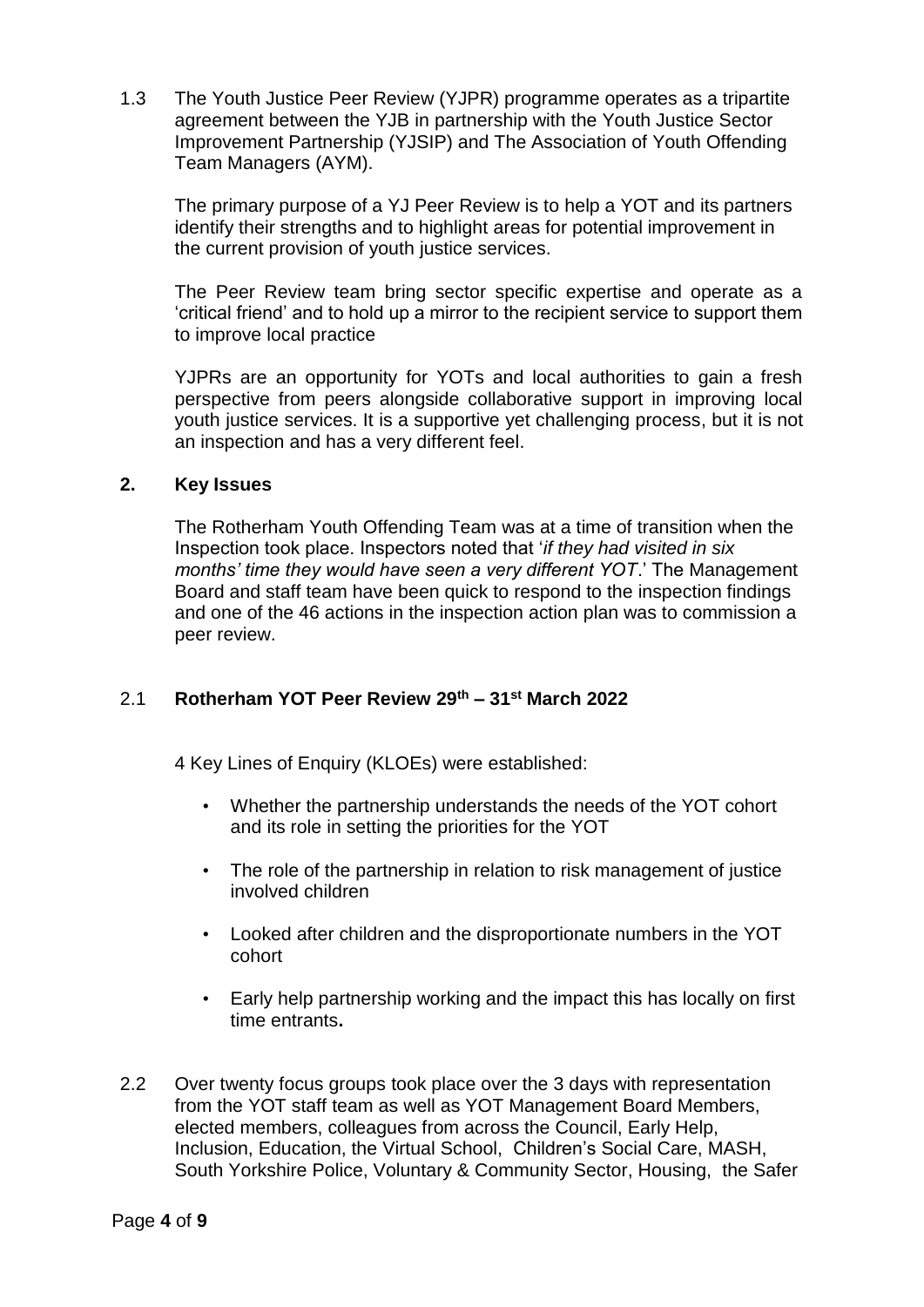1.3 The Youth Justice Peer Review (YJPR) programme operates as a tripartite agreement between the YJB in partnership with the Youth Justice Sector Improvement Partnership (YJSIP) and The Association of Youth Offending Team Managers (AYM).

The primary purpose of a YJ Peer Review is to help a YOT and its partners identify their strengths and to highlight areas for potential improvement in the current provision of youth justice services.

The Peer Review team bring sector specific expertise and operate as a 'critical friend' and to hold up a mirror to the recipient service to support them to improve local practice

YJPRs are an opportunity for YOTs and local authorities to gain a fresh perspective from peers alongside collaborative support in improving local youth justice services. It is a supportive yet challenging process, but it is not an inspection and has a very different feel.

## 2. Key Issues

The Rotherham Youth Offending Team was at a time of transition when the Inspection took place. Inspectors noted that '*if they had visited in six months' time they would have seen a very different YOT*.' The Management Board and staff team have been quick to respond to the inspection findings and one of the 46 actions in the inspection action plan was to commission a peer review.

### 2.1 Rotherham YOT Peer Review 29th – 31st March 2022

4 Key Lines of Enquiry (KLOEs) were established:

- Whether the partnership understands the needs of the YOT cohort and its role in setting the priorities for the YOT
- The role of the partnership in relation to risk management of justice involved children
- Looked after children and the disproportionate numbers in the YOT cohort
- Early help partnership working and the impact this has locally on first time entrants**.**

2.2 Over twenty focus groups took place over the 3 days with representation from the YOT staff team as well as YOT Management Board Members, elected members, colleagues from across the Council, Early Help, Inclusion, Education, the Virtual School, Children's Social Care, MASH, South Yorkshire Police, Voluntary & Community Sector, Housing, the Safer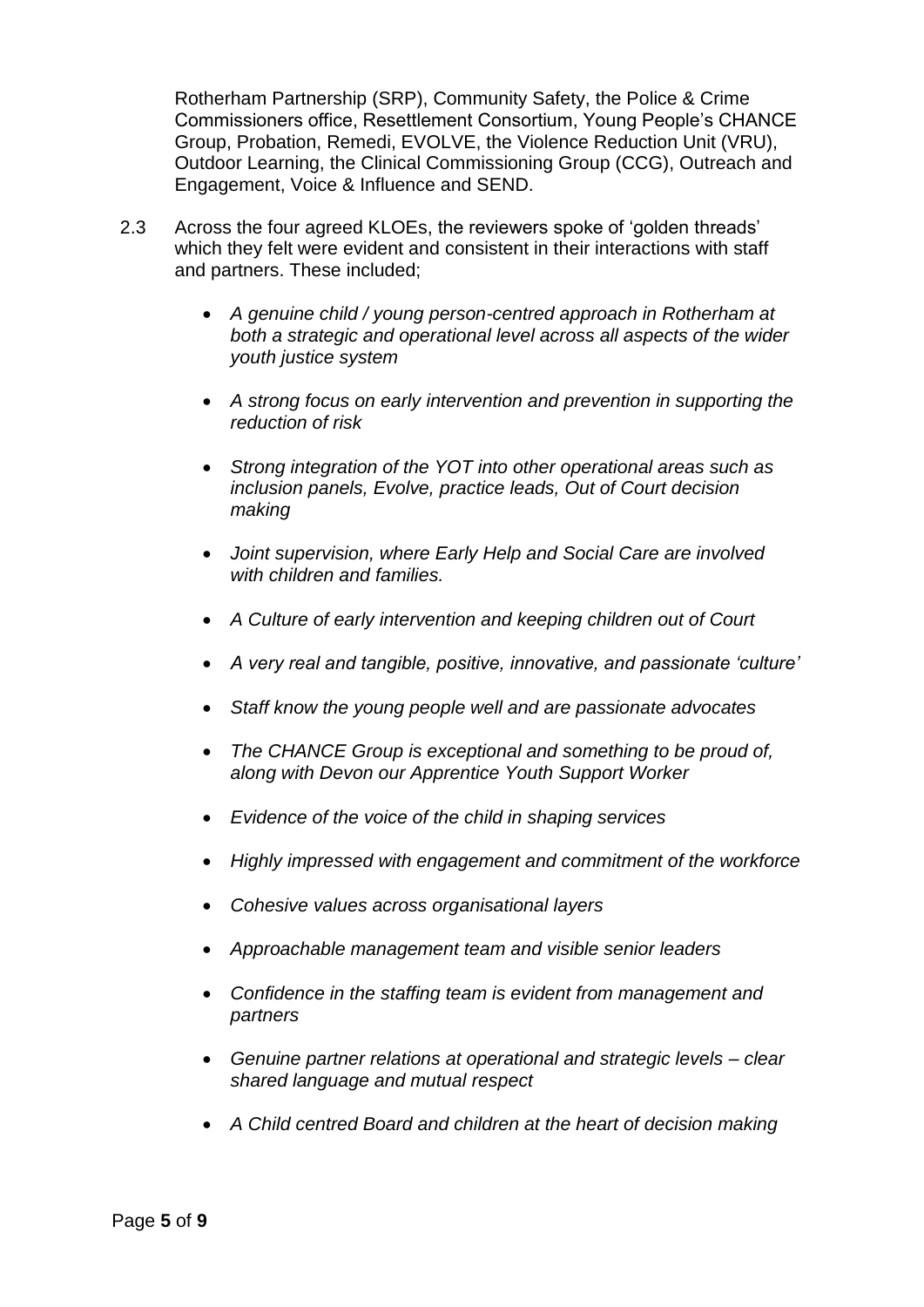Rotherham Partnership (SRP), Community Safety, the Police & Crime Commissioners office, Resettlement Consortium, Young People's CHANCE Group, Probation, Remedi, EVOLVE, the Violence Reduction Unit (VRU), Outdoor Learning, the Clinical Commissioning Group (CCG), Outreach and Engagement, Voice & Influence and SEND.

2.3 Across the four agreed KLOEs, the reviewers spoke of 'golden threads' which they felt were evident and consistent in their interactions with staff and partners. These included;

- *A genuine child / young person-centred approach in Rotherham at both a strategic and operational level across all aspects of the wider youth justice system*
- *A strong focus on early intervention and prevention in supporting the reduction of risk*
- *Strong integration of the YOT into other operational areas such as inclusion panels, Evolve, practice leads, Out of Court decision making*
- *Joint supervision, where Early Help and Social Care are involved with children and families.*
- *A Culture of early intervention and keeping children out of Court*
- *A very real and tangible, positive, innovative, and passionate 'culture'*
- *Staff know the young people well and are passionate advocates*
- *The CHANCE Group is exceptional and something to be proud of, along with Devon our Apprentice Youth Support Worker*
- *Evidence of the voice of the child in shaping services*
- *Highly impressed with engagement and commitment of the workforce*
- *Cohesive values across organisational layers*
- *Approachable management team and visible senior leaders*
- *Confidence in the staffing team is evident from management and partners*
- *Genuine partner relations at operational and strategic levels – clear shared language and mutual respect*
- *A Child centred Board and children at the heart of decision making*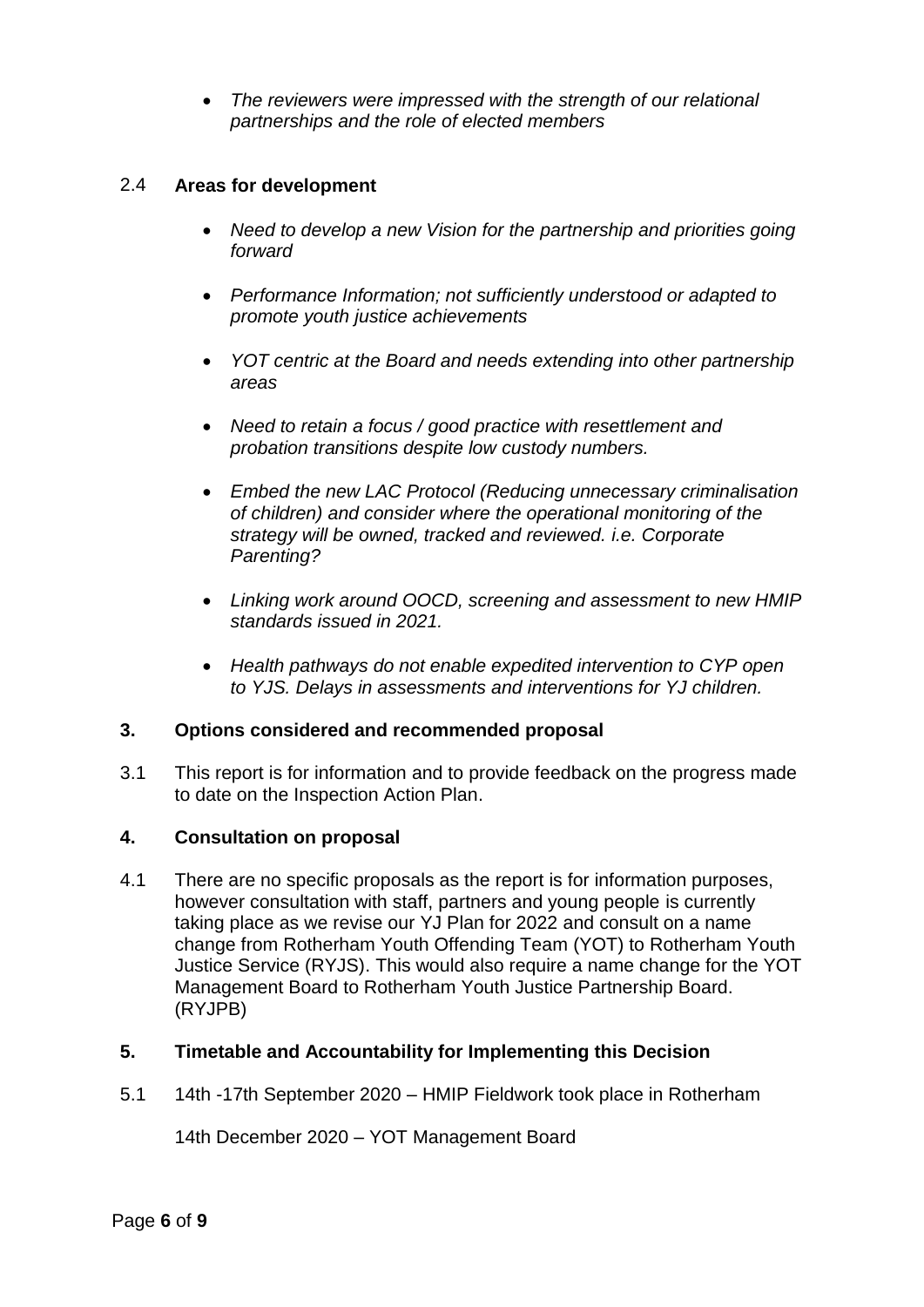- *The reviewers were impressed with the strength of our relational partnerships and the role of elected members*

2.4 **Areas for development**

- *Need to develop a new Vision for the partnership and priorities going forward*
- *Performance Information; not sufficiently understood or adapted to promote youth justice achievements*
- *YOT centric at the Board and needs extending into other partnership areas*
- *Need to retain a focus / good practice with resettlement and probation transitions despite low custody numbers.*
- *Embed the new LAC Protocol (Reducing unnecessary criminalisation of children) and consider where the operational monitoring of the strategy will be owned, tracked and reviewed. i.e. Corporate Parenting?*
- *Linking work around OOCD, screening and assessment to new HMIP standards issued in 2021.*
- *Health pathways do not enable expedited intervention to CYP open to YJS. Delays in assessments and interventions for YJ children.*

**3. Options considered and recommended proposal**

3.1 This report is for information and to provide feedback on the progress made to date on the Inspection Action Plan.

**4. Consultation on proposal**

4.1 There are no specific proposals as the report is for information purposes, however consultation with staff, partners and young people is currently taking place as we revise our YJ Plan for 2022 and consult on a name change from Rotherham Youth Offending Team (YOT) to Rotherham Youth Justice Service (RYJS). This would also require a name change for the YOT Management Board to Rotherham Youth Justice Partnership Board. (RYJPB)

**5. Timetable and Accountability for Implementing this Decision**

5.1 14th -17th September 2020 – HMIP Fieldwork took place in Rotherham

14th December 2020 – YOT Management Board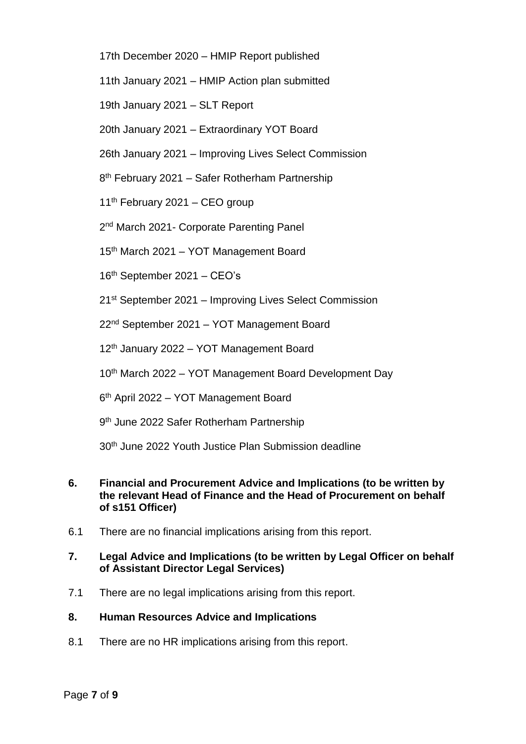17th December 2020 – HMIP Report published

11th January 2021 – HMIP Action plan submitted

19th January 2021 – SLT Report

20th January 2021 – Extraordinary YOT Board

26th January 2021 – Improving Lives Select Commission

8th February 2021 – Safer Rotherham Partnership

11th February 2021 – CEO group

2nd March 2021- Corporate Parenting Panel

15th March 2021 – YOT Management Board

16th September 2021 – CEO's

21st September 2021 – Improving Lives Select Commission

22nd September 2021 – YOT Management Board

12th January 2022 – YOT Management Board

10th March 2022 – YOT Management Board Development Day

6th April 2022 – YOT Management Board

9th June 2022 Safer Rotherham Partnership

30th June 2022 Youth Justice Plan Submission deadline

## 6. Financial and Procurement Advice and Implications (to be written by the relevant Head of Finance and the Head of Procurement on behalf of s151 Officer)

6.1 There are no financial implications arising from this report.

## 7. Legal Advice and Implications (to be written by Legal Officer on behalf of Assistant Director Legal Services)

7.1 There are no legal implications arising from this report.

## 8. Human Resources Advice and Implications

8.1 There are no HR implications arising from this report.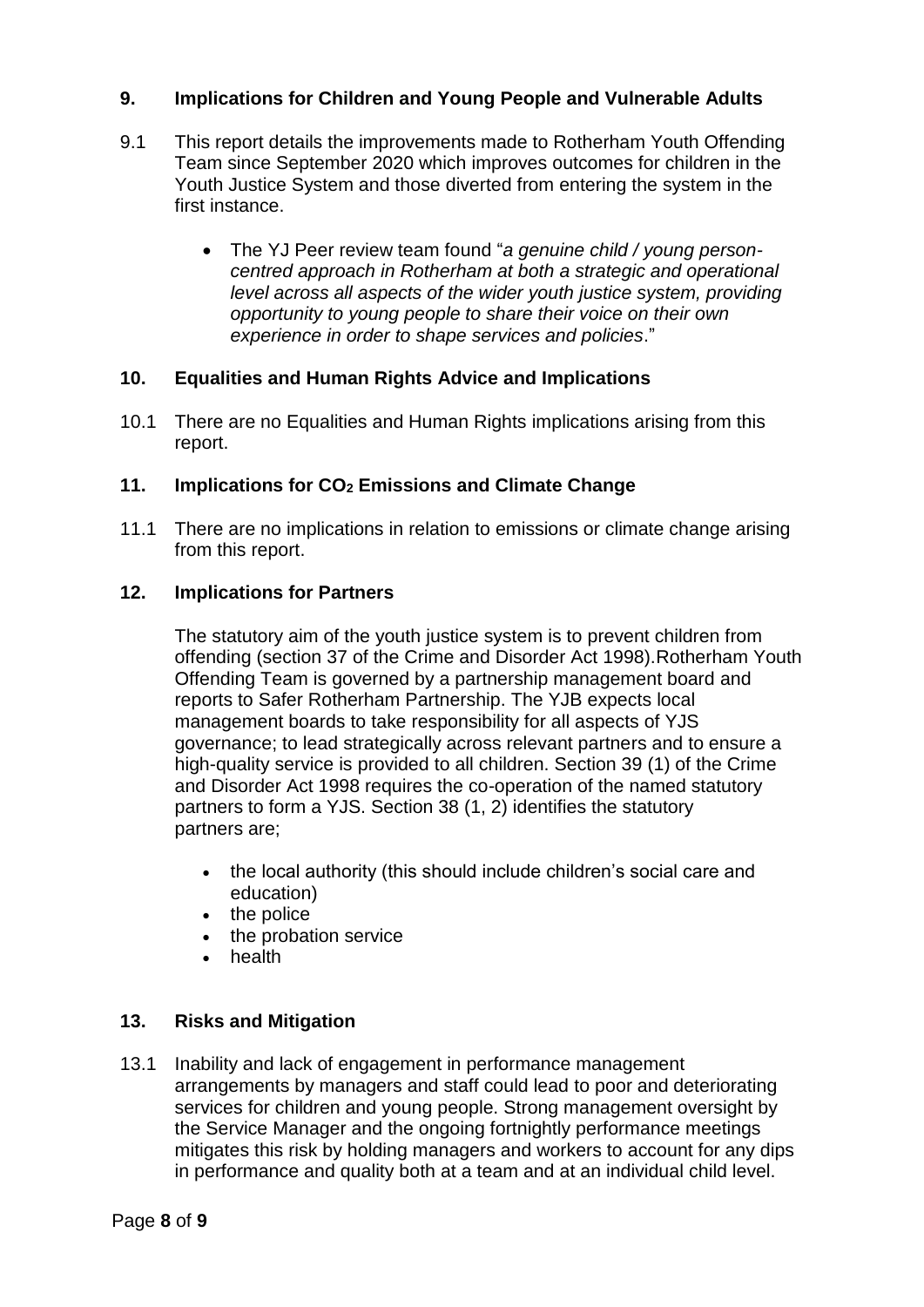## 9. Implications for Children and Young People and Vulnerable Adults

9.1 This report details the improvements made to Rotherham Youth Offending Team since September 2020 which improves outcomes for children in the Youth Justice System and those diverted from entering the system in the first instance.

- The YJ Peer review team found "*a genuine child / young person-centred approach in Rotherham at both a strategic and operational level across all aspects of the wider youth justice system, providing opportunity to young people to share their voice on their own experience in order to shape services and policies*."

## 10. Equalities and Human Rights Advice and Implications

10.1 There are no Equalities and Human Rights implications arising from this report.

## 11. Implications for $CO_2$ Emissions and Climate Change

11.1 There are no implications in relation to emissions or climate change arising from this report.

## 12. Implications for Partners

The statutory aim of the youth justice system is to prevent children from offending (section 37 of the Crime and Disorder Act 1998).Rotherham Youth Offending Team is governed by a partnership management board and reports to Safer Rotherham Partnership. The YJB expects local management boards to take responsibility for all aspects of YJS governance; to lead strategically across relevant partners and to ensure a high-quality service is provided to all children. Section 39 (1) of the Crime and Disorder Act 1998 requires the co-operation of the named statutory partners to form a YJS. Section 38 (1, 2) identifies the statutory partners are;

- the local authority (this should include children's social care and education)
- the police
- the probation service
- health

## 13. Risks and Mitigation

13.1 Inability and lack of engagement in performance management arrangements by managers and staff could lead to poor and deteriorating services for children and young people. Strong management oversight by the Service Manager and the ongoing fortnightly performance meetings mitigates this risk by holding managers and workers to account for any dips in performance and quality both at a team and at an individual child level.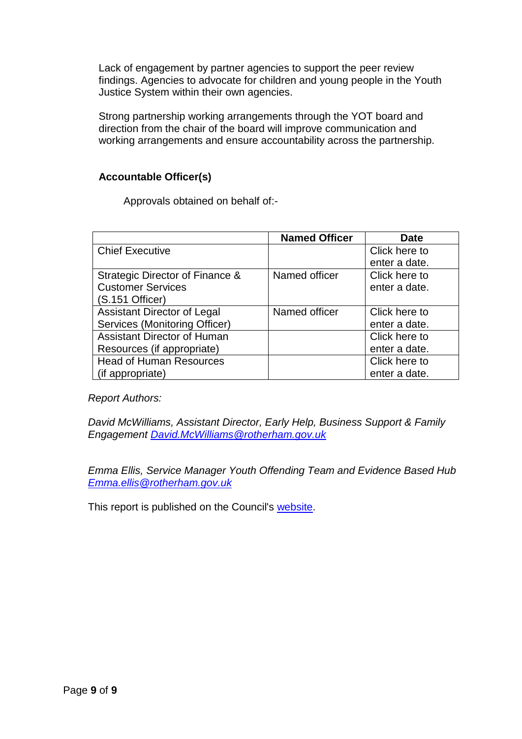Lack of engagement by partner agencies to support the peer review findings. Agencies to advocate for children and young people in the Youth Justice System within their own agencies.

Strong partnership working arrangements through the YOT board and direction from the chair of the board will improve communication and working arrangements and ensure accountability across the partnership.

**Accountable Officer(s)**

Approvals obtained on behalf of:-

| | Named Officer | Date |
|---|---|---|
| Chief Executive | | Click here to enter a date. |
| Strategic Director of Finance & Customer Services (S.151 Officer) | Named officer | Click here to enter a date. |
| Assistant Director of Legal Services (Monitoring Officer) | Named officer | Click here to enter a date. |
| Assistant Director of Human Resources (if appropriate) | | Click here to enter a date. |
| Head of Human Resources (if appropriate) | | Click here to enter a date. |

*Report Authors:*

*David McWilliams, Assistant Director, Early Help, Business Support & Family Engagement* [David.McWilliams@rotherham.gov.uk](mailto:David.McWilliams@rotherham.gov.uk)

*Emma Ellis, Service Manager Youth Offending Team and Evidence Based Hub* [Emma.ellis@rotherham.gov.uk](mailto:Emma.ellis@rotherham.gov.uk)

This report is published on the Council's website.